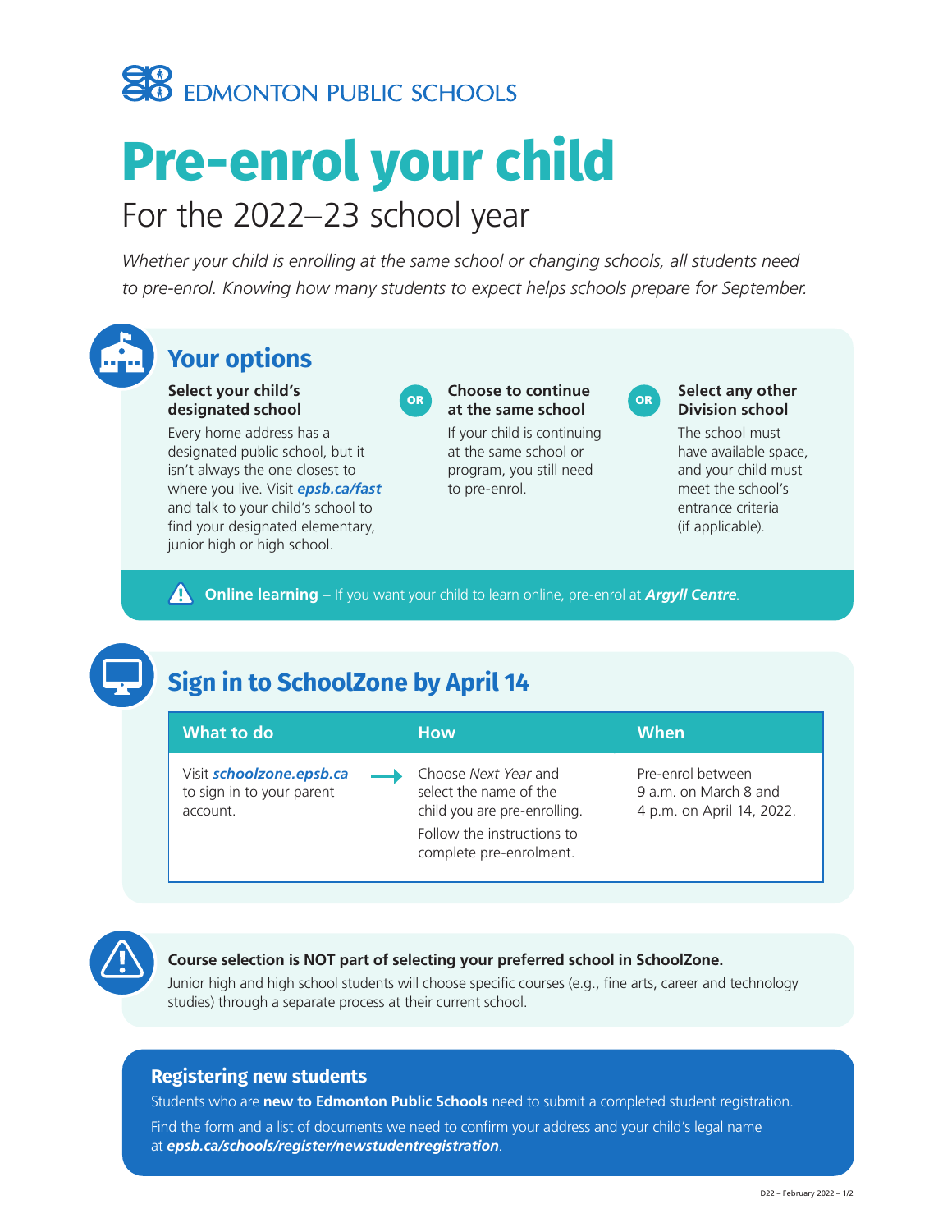EDMONTON PUBLIC SCHOOLS

# Pre-enrol your child

## For the 2022–23 school year

*Whether your child is enrolling at the same school or changing schools, all students need to pre-enrol. Knowing how many students to expect helps schools prepare for September.*

## Your options

**Select your child's designated school**

Every home address has a designated public school, but it isn't always the one closest to where you live. Visit ***epsb.ca/fast*** and talk to your child's school to find your designated elementary, junior high or high school.

OR

**Choose to continue at the same school**

If your child is continuing at the same school or program, you still need to pre-enrol.

OR

**Select any other Division school**

The school must have available space, and your child must meet the school's entrance criteria (if applicable).

**Online learning –** If you want your child to learn online, pre-enrol at ***Argyll Centre***.

## Sign in to SchoolZone by April 14

| What to do | How | When |
|---|---|---|
| Visit ***schoolzone.epsb.ca*** to sign in to your parent account. → | Choose *Next Year* and select the name of the child you are pre-enrolling. Follow the instructions to complete pre-enrolment. | Pre-enrol between 9 a.m. on March 8 and 4 p.m. on April 14, 2022. |

**Course selection is NOT part of selecting your preferred school in SchoolZone.**

Junior high and high school students will choose specific courses (e.g., fine arts, career and technology studies) through a separate process at their current school.

## Registering new students

Students who are **new to Edmonton Public Schools** need to submit a completed student registration.

Find the form and a list of documents we need to confirm your address and your child's legal name at ***epsb.ca/schools/register/newstudentregistration***.

D22 – February 2022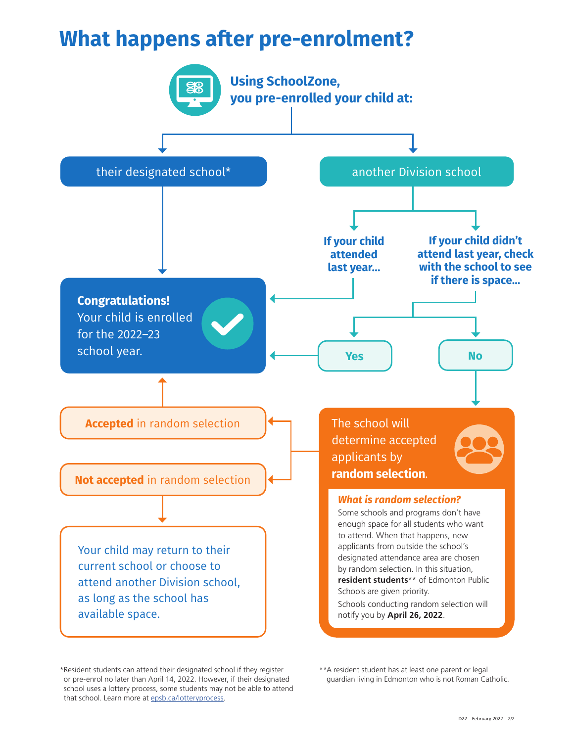# What happens after pre-enrolment?

**Using SchoolZone, you pre-enrolled your child at:**

their designated school*

another Division school

**If your child attended last year...**

**If your child didn't attend last year, check with the school to see if there is space...**

**Yes**

**No**

**Congratulations!** Your child is enrolled for the 2022–23 school year.

**Accepted** in random selection

**Not accepted** in random selection

Your child may return to their current school or choose to attend another Division school, as long as the school has available space.

The school will determine accepted applicants by **random selection**.

***What is random selection?***

Some schools and programs don't have enough space for all students who want to attend. When that happens, new applicants from outside the school's designated attendance area are chosen by random selection. In this situation, **resident students**** of Edmonton Public Schools are given priority.

Schools conducting random selection will notify you by **April 26, 2022**.

*Resident students can attend their designated school if they register or pre-enrol no later than April 14, 2022. However, if their designated school uses a lottery process, some students may not be able to attend that school. Learn more at epsb.ca/lotteryprocess.

**A resident student has at least one parent or legal guardian living in Edmonton who is not Roman Catholic.

D22 – February 2022